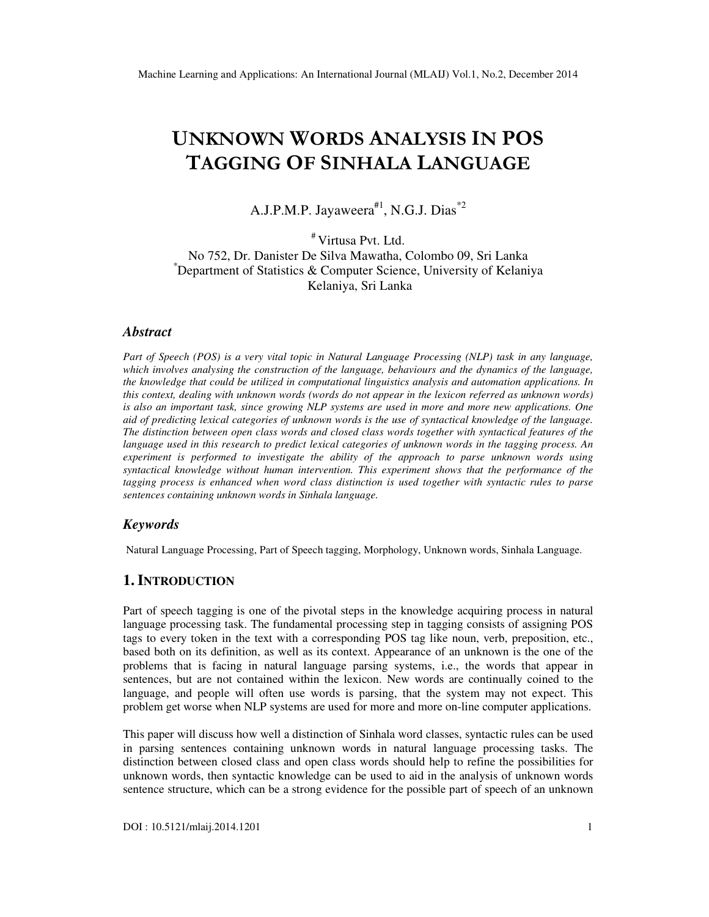# UNKNOWN WORDS ANALYSIS IN POS TAGGING OF SINHALA LANGUAGE

A.J.P.M.P. Jayaweera[#1], N.G.J. Dias[*2]

[#] Virtusa Pvt. Ltd.
No 752, Dr. Danister De Silva Mawatha, Colombo 09, Sri Lanka
[*] Department of Statistics & Computer Science, University of Kelaniya
Kelaniya, Sri Lanka

### *Abstract*

*Part of Speech (POS) is a very vital topic in Natural Language Processing (NLP) task in any language, which involves analysing the construction of the language, behaviours and the dynamics of the language, the knowledge that could be utilized in computational linguistics analysis and automation applications. In this context, dealing with unknown words (words do not appear in the lexicon referred as unknown words) is also an important task, since growing NLP systems are used in more and more new applications. One aid of predicting lexical categories of unknown words is the use of syntactical knowledge of the language. The distinction between open class words and closed class words together with syntactical features of the language used in this research to predict lexical categories of unknown words in the tagging process. An experiment is performed to investigate the ability of the approach to parse unknown words using syntactical knowledge without human intervention. This experiment shows that the performance of the tagging process is enhanced when word class distinction is used together with syntactic rules to parse sentences containing unknown words in Sinhala language.*

### *Keywords*

Natural Language Processing, Part of Speech tagging, Morphology, Unknown words, Sinhala Language.

## 1. INTRODUCTION

Part of speech tagging is one of the pivotal steps in the knowledge acquiring process in natural language processing task. The fundamental processing step in tagging consists of assigning POS tags to every token in the text with a corresponding POS tag like noun, verb, preposition, etc., based both on its definition, as well as its context. Appearance of an unknown is the one of the problems that is facing in natural language parsing systems, i.e., the words that appear in sentences, but are not contained within the lexicon. New words are continually coined to the language, and people will often use words is parsing, that the system may not expect. This problem get worse when NLP systems are used for more and more on-line computer applications.

This paper will discuss how well a distinction of Sinhala word classes, syntactic rules can be used in parsing sentences containing unknown words in natural language processing tasks. The distinction between closed class and open class words should help to refine the possibilities for unknown words, then syntactic knowledge can be used to aid in the analysis of unknown words sentence structure, which can be a strong evidence for the possible part of speech of an unknown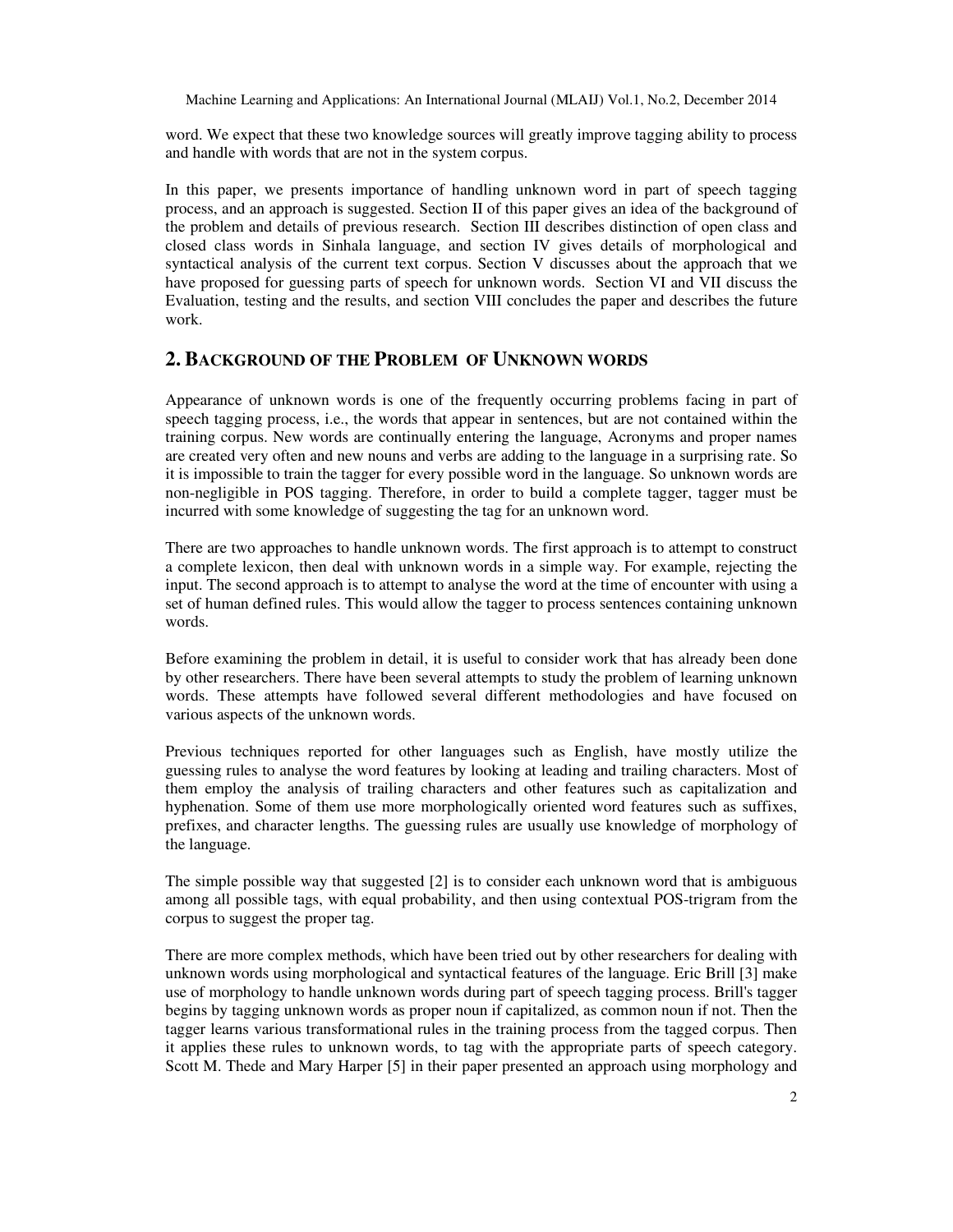word. We expect that these two knowledge sources will greatly improve tagging ability to process and handle with words that are not in the system corpus.

In this paper, we presents importance of handling unknown word in part of speech tagging process, and an approach is suggested. Section II of this paper gives an idea of the background of the problem and details of previous research. Section III describes distinction of open class and closed class words in Sinhala language, and section IV gives details of morphological and syntactical analysis of the current text corpus. Section V discusses about the approach that we have proposed for guessing parts of speech for unknown words. Section VI and VII discuss the Evaluation, testing and the results, and section VIII concludes the paper and describes the future work.

## 2. Background of the Problem of Unknown words

Appearance of unknown words is one of the frequently occurring problems facing in part of speech tagging process, i.e., the words that appear in sentences, but are not contained within the training corpus. New words are continually entering the language, Acronyms and proper names are created very often and new nouns and verbs are adding to the language in a surprising rate. So it is impossible to train the tagger for every possible word in the language. So unknown words are non-negligible in POS tagging. Therefore, in order to build a complete tagger, tagger must be incurred with some knowledge of suggesting the tag for an unknown word.

There are two approaches to handle unknown words. The first approach is to attempt to construct a complete lexicon, then deal with unknown words in a simple way. For example, rejecting the input. The second approach is to attempt to analyse the word at the time of encounter with using a set of human defined rules. This would allow the tagger to process sentences containing unknown words.

Before examining the problem in detail, it is useful to consider work that has already been done by other researchers. There have been several attempts to study the problem of learning unknown words. These attempts have followed several different methodologies and have focused on various aspects of the unknown words.

Previous techniques reported for other languages such as English, have mostly utilize the guessing rules to analyse the word features by looking at leading and trailing characters. Most of them employ the analysis of trailing characters and other features such as capitalization and hyphenation. Some of them use more morphologically oriented word features such as suffixes, prefixes, and character lengths. The guessing rules are usually use knowledge of morphology of the language.

The simple possible way that suggested [2] is to consider each unknown word that is ambiguous among all possible tags, with equal probability, and then using contextual POS-trigram from the corpus to suggest the proper tag.

There are more complex methods, which have been tried out by other researchers for dealing with unknown words using morphological and syntactical features of the language. Eric Brill [3] make use of morphology to handle unknown words during part of speech tagging process. Brill's tagger begins by tagging unknown words as proper noun if capitalized, as common noun if not. Then the tagger learns various transformational rules in the training process from the tagged corpus. Then it applies these rules to unknown words, to tag with the appropriate parts of speech category. Scott M. Thede and Mary Harper [5] in their paper presented an approach using morphology and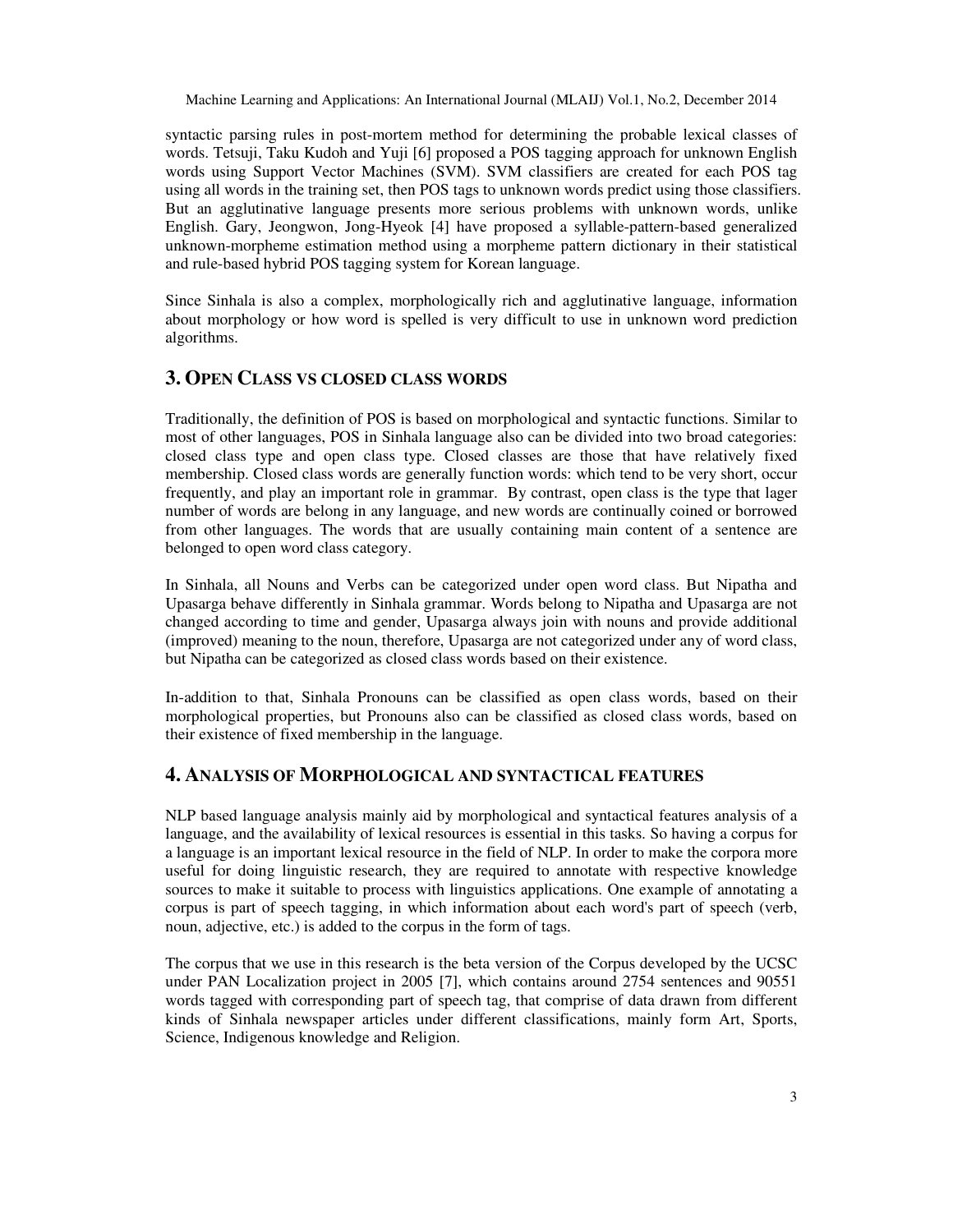syntactic parsing rules in post-mortem method for determining the probable lexical classes of words. Tetsuji, Taku Kudoh and Yuji [6] proposed a POS tagging approach for unknown English words using Support Vector Machines (SVM). SVM classifiers are created for each POS tag using all words in the training set, then POS tags to unknown words predict using those classifiers. But an agglutinative language presents more serious problems with unknown words, unlike English. Gary, Jeongwon, Jong-Hyeok [4] have proposed a syllable-pattern-based generalized unknown-morpheme estimation method using a morpheme pattern dictionary in their statistical and rule-based hybrid POS tagging system for Korean language.

Since Sinhala is also a complex, morphologically rich and agglutinative language, information about morphology or how word is spelled is very difficult to use in unknown word prediction algorithms.

## 3. Open Class vs closed class words

Traditionally, the definition of POS is based on morphological and syntactic functions. Similar to most of other languages, POS in Sinhala language also can be divided into two broad categories: closed class type and open class type. Closed classes are those that have relatively fixed membership. Closed class words are generally function words: which tend to be very short, occur frequently, and play an important role in grammar. By contrast, open class is the type that lager number of words are belong in any language, and new words are continually coined or borrowed from other languages. The words that are usually containing main content of a sentence are belonged to open word class category.

In Sinhala, all Nouns and Verbs can be categorized under open word class. But Nipatha and Upasarga behave differently in Sinhala grammar. Words belong to Nipatha and Upasarga are not changed according to time and gender, Upasarga always join with nouns and provide additional (improved) meaning to the noun, therefore, Upasarga are not categorized under any of word class, but Nipatha can be categorized as closed class words based on their existence.

In-addition to that, Sinhala Pronouns can be classified as open class words, based on their morphological properties, but Pronouns also can be classified as closed class words, based on their existence of fixed membership in the language.

## 4. Analysis of Morphological and syntactical features

NLP based language analysis mainly aid by morphological and syntactical features analysis of a language, and the availability of lexical resources is essential in this tasks. So having a corpus for a language is an important lexical resource in the field of NLP. In order to make the corpora more useful for doing linguistic research, they are required to annotate with respective knowledge sources to make it suitable to process with linguistics applications. One example of annotating a corpus is part of speech tagging, in which information about each word's part of speech (verb, noun, adjective, etc.) is added to the corpus in the form of tags.

The corpus that we use in this research is the beta version of the Corpus developed by the UCSC under PAN Localization project in 2005 [7], which contains around 2754 sentences and 90551 words tagged with corresponding part of speech tag, that comprise of data drawn from different kinds of Sinhala newspaper articles under different classifications, mainly form Art, Sports, Science, Indigenous knowledge and Religion.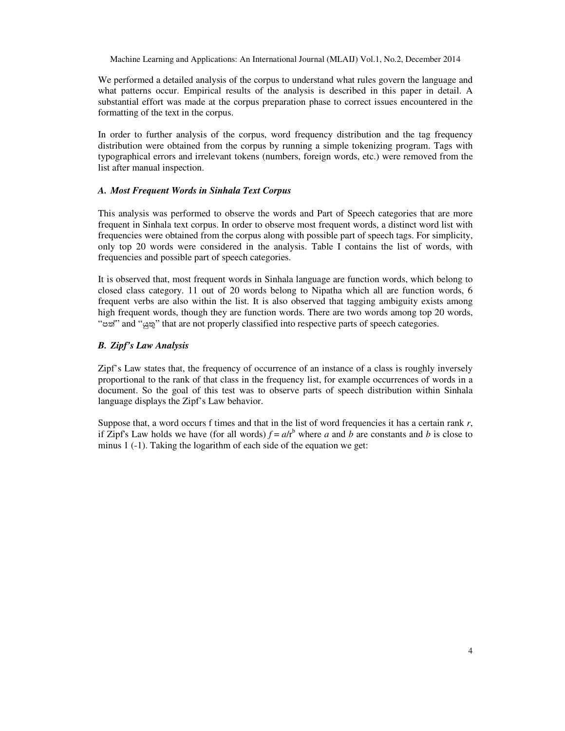We performed a detailed analysis of the corpus to understand what rules govern the language and what patterns occur. Empirical results of the analysis is described in this paper in detail. A substantial effort was made at the corpus preparation phase to correct issues encountered in the formatting of the text in the corpus.

In order to further analysis of the corpus, word frequency distribution and the tag frequency distribution were obtained from the corpus by running a simple tokenizing program. Tags with typographical errors and irrelevant tokens (numbers, foreign words, etc.) were removed from the list after manual inspection.

### *A. Most Frequent Words in Sinhala Text Corpus*

This analysis was performed to observe the words and Part of Speech categories that are more frequent in Sinhala text corpus. In order to observe most frequent words, a distinct word list with frequencies were obtained from the corpus along with possible part of speech tags. For simplicity, only top 20 words were considered in the analysis. Table I contains the list of words, with frequencies and possible part of speech categories.

It is observed that, most frequent words in Sinhala language are function words, which belong to closed class category. 11 out of 20 words belong to Nipatha which all are function words, 6 frequent verbs are also within the list. It is also observed that tagging ambiguity exists among high frequent words, though they are function words. There are two words among top 20 words, "පත්" and "යුතු" that are not properly classified into respective parts of speech categories.

### *B. Zipf's Law Analysis*

Zipf's Law states that, the frequency of occurrence of an instance of a class is roughly inversely proportional to the rank of that class in the frequency list, for example occurrences of words in a document. So the goal of this test was to observe parts of speech distribution within Sinhala language displays the Zipf's Law behavior.

Suppose that, a word occurs f times and that in the list of word frequencies it has a certain rank $r$, if Zipf's Law holds we have (for all words) $f = a/r^b$ where $a$ and $b$ are constants and $b$ is close to minus 1 (-1). Taking the logarithm of each side of the equation we get: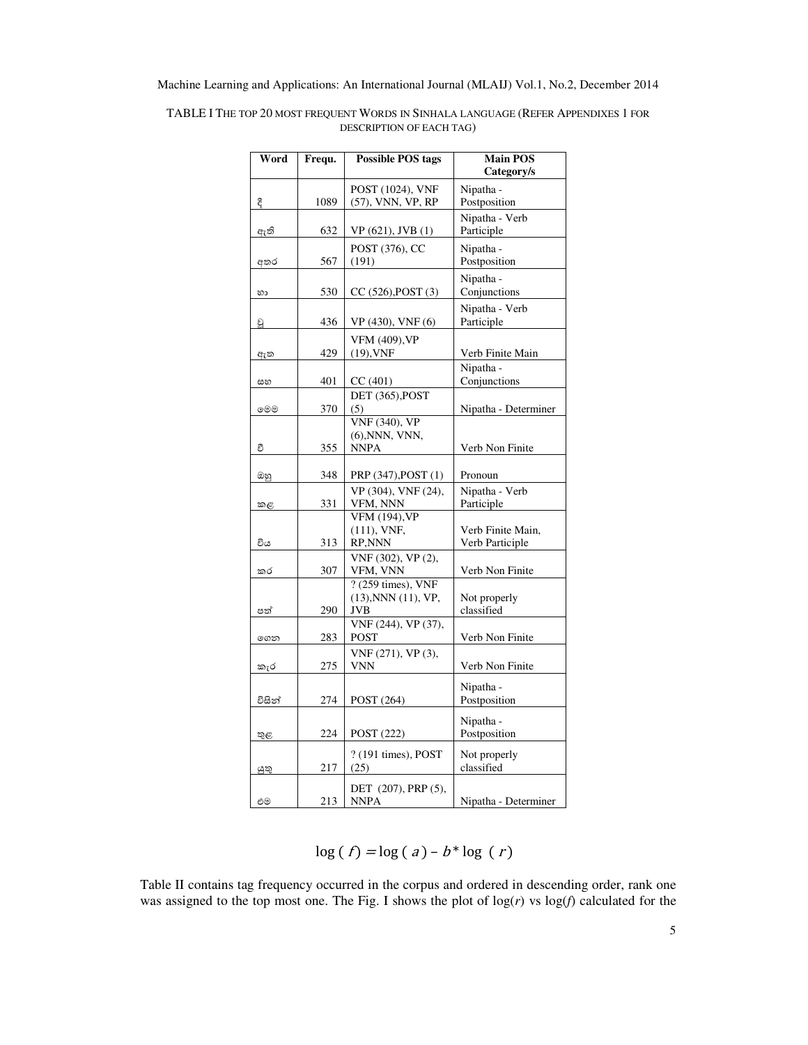TABLE I THE TOP 20 MOST FREQUENT WORDS IN SINHALA LANGUAGE (REFER APPENDIXES 1 FOR DESCRIPTION OF EACH TAG)

| Word | Frequ. | Possible POS tags | Main POS Category/s |
|---|---|---|---|
| දී | 1089 | POST (1024), VNF (57), VNN, VP, RP | Nipatha - Postposition |
| ඇති | 632 | VP (621), JVB (1) | Nipatha - Verb Participle |
| අතර | 567 | POST (376), CC (191) | Nipatha - Postposition |
| හා | 530 | CC (526),POST (3) | Nipatha - Conjunctions |
| වූ | 436 | VP (430), VNF (6) | Nipatha - Verb Participle |
| ඇත | 429 | VFM (409),VP (19),VNF | Verb Finite Main |
| සහ | 401 | CC (401) | Nipatha - Conjunctions |
| මෙම | 370 | DET (365),POST (5) | Nipatha - Determiner |
| වී | 355 | VNF (340), VP (6),NNN, VNN, NNPA | Verb Non Finite |
| ඔහු | 348 | PRP (347),POST (1) | Pronoun |
| කළ | 331 | VP (304), VNF (24), VFM, NNN | Nipatha - Verb Participle |
| විය | 313 | VFM (194),VP (111), VNF, RP,NNN | Verb Finite Main, Verb Participle |
| කර | 307 | VNF (302), VP (2), VFM, VNN | Verb Non Finite |
| පත් | 290 | ? (259 times), VNF (13),NNN (11), VP, JVB | Not properly classified |
| ගෙන | 283 | VNF (244), VP (37), POST | Verb Non Finite |
| කැර | 275 | VNF (271), VP (3), VNN | Verb Non Finite |
| විසින් | 274 | POST (264) | Nipatha - Postposition |
| තුළ | 224 | POST (222) | Nipatha - Postposition |
| යුතු | 217 | ? (191 times), POST (25) | Not properly classified |
| එම | 213 | DET (207), PRP (5), NNPA | Nipatha - Determiner |

$$\log(f) = \log(a) - b * \log(r)$$

Table II contains tag frequency occurred in the corpus and ordered in descending order, rank one was assigned to the top most one. The Fig. I shows the plot of log($r$) vs log($f$) calculated for the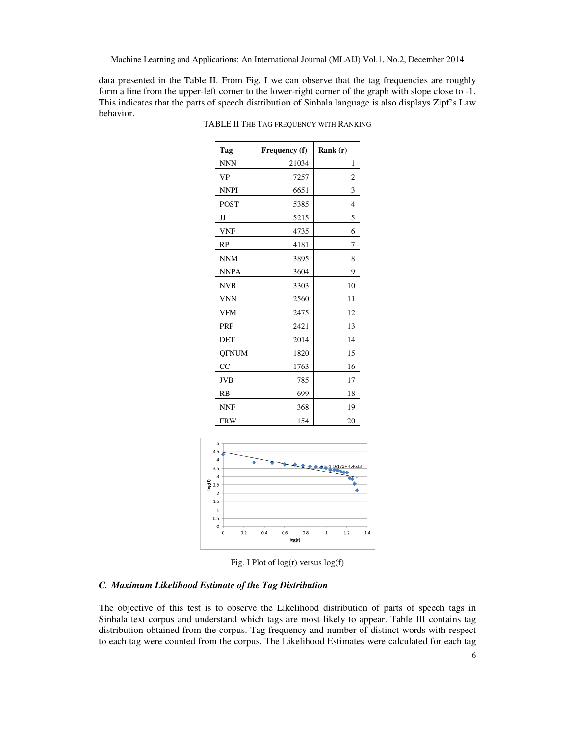data presented in the Table II. From Fig. I we can observe that the tag frequencies are roughly form a line from the upper-left corner to the lower-right corner of the graph with slope close to -1. This indicates that the parts of speech distribution of Sinhala language is also displays Zipf's Law behavior.

TABLE II THE TAG FREQUENCY WITH RANKING

| Tag | Frequency (f) | Rank (r) |
|---|---|---|
| NNN | 21034 | 1 |
| VP | 7257 | 2 |
| NNPI | 6651 | 3 |
| POST | 5385 | 4 |
| JJ | 5215 | 5 |
| VNF | 4735 | 6 |
| RP | 4181 | 7 |
| NNM | 3895 | 8 |
| NNPA | 3604 | 9 |
| NVB | 3303 | 10 |
| VNN | 2560 | 11 |
| VFM | 2475 | 12 |
| PRP | 2421 | 13 |
| DET | 2014 | 14 |
| QFNUM | 1820 | 15 |
| CC | 1763 | 16 |
| JVB | 785 | 17 |
| RB | 699 | 18 |
| NNF | 368 | 19 |
| FRW | 154 | 20 |

Fig. I Plot of log(r) versus log(f)

### C. Maximum Likelihood Estimate of the Tag Distribution

The objective of this test is to observe the Likelihood distribution of parts of speech tags in Sinhala text corpus and understand which tags are most likely to appear. Table III contains tag distribution obtained from the corpus. Tag frequency and number of distinct words with respect to each tag were counted from the corpus. The Likelihood Estimates were calculated for each tag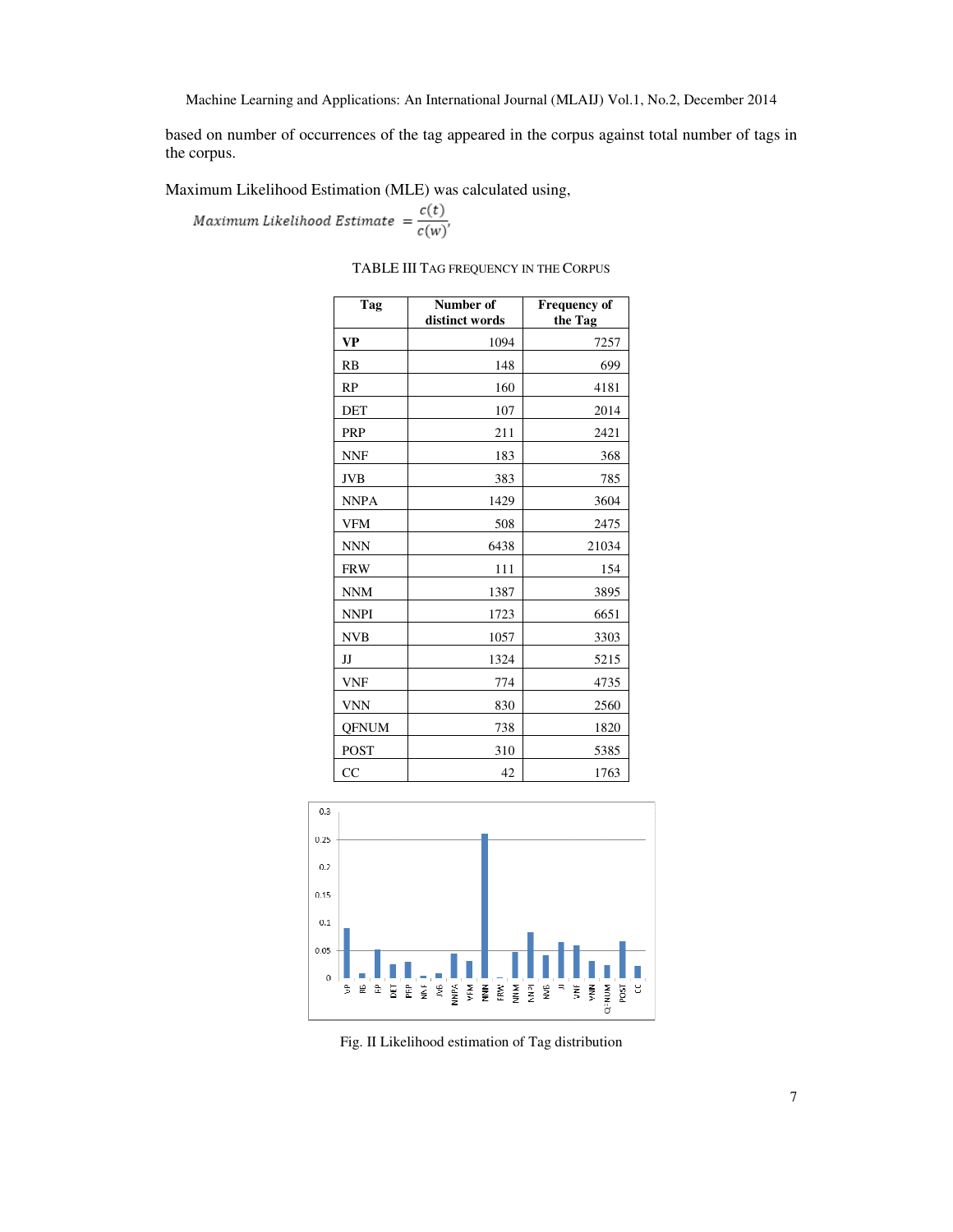based on number of occurrences of the tag appeared in the corpus against total number of tags in the corpus.

Maximum Likelihood Estimation (MLE) was calculated using,

$$\text{Maximum Likelihood Estimate} = \frac{c(t)}{c(w)},$$

TABLE III TAG FREQUENCY IN THE CORPUS

| Tag | Number of distinct words | Frequency of the Tag |
|---|---|---|
| **VP** | 1094 | 7257 |
| RB | 148 | 699 |
| RP | 160 | 4181 |
| DET | 107 | 2014 |
| PRP | 211 | 2421 |
| NNF | 183 | 368 |
| JVB | 383 | 785 |
| NNPA | 1429 | 3604 |
| VFM | 508 | 2475 |
| NNN | 6438 | 21034 |
| FRW | 111 | 154 |
| NNM | 1387 | 3895 |
| NNPI | 1723 | 6651 |
| NVB | 1057 | 3303 |
| JJ | 1324 | 5215 |
| VNF | 774 | 4735 |
| VNN | 830 | 2560 |
| QFNUM | 738 | 1820 |
| POST | 310 | 5385 |
| CC | 42 | 1763 |

Fig. II Likelihood estimation of Tag distribution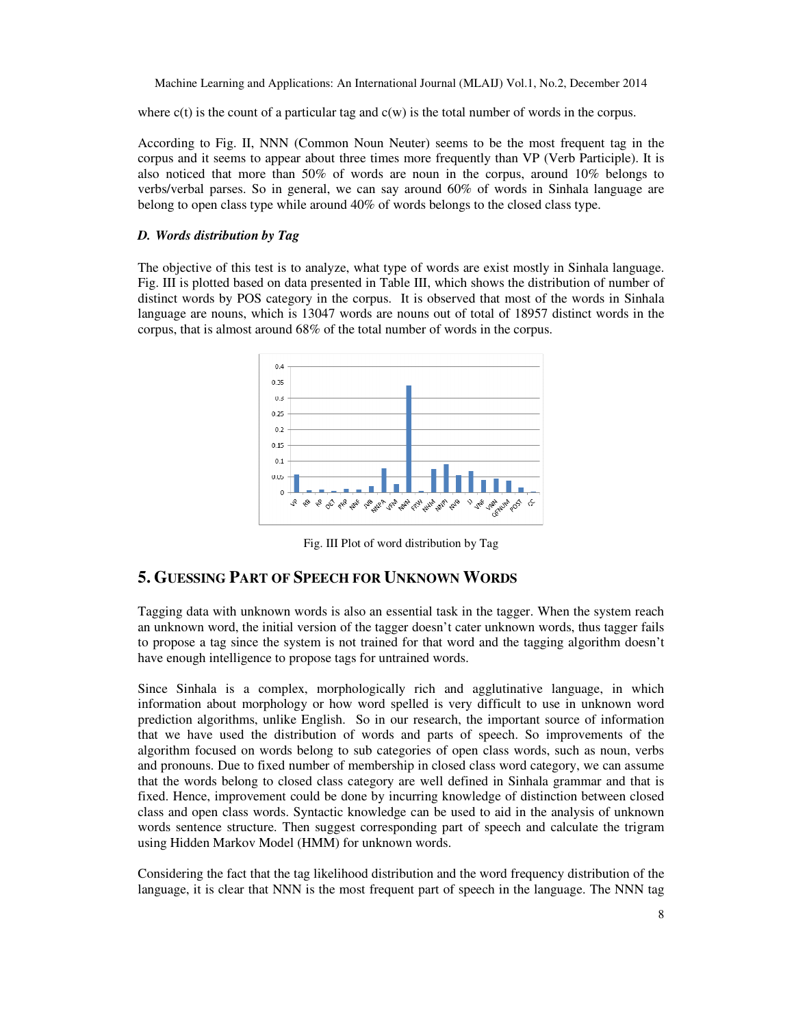where c(t) is the count of a particular tag and c(w) is the total number of words in the corpus.

According to Fig. II, NNN (Common Noun Neuter) seems to be the most frequent tag in the corpus and it seems to appear about three times more frequently than VP (Verb Participle). It is also noticed that more than 50% of words are noun in the corpus, around 10% belongs to verbs/verbal parses. So in general, we can say around 60% of words in Sinhala language are belong to open class type while around 40% of words belongs to the closed class type.

### *D. Words distribution by Tag*

The objective of this test is to analyze, what type of words are exist mostly in Sinhala language. Fig. III is plotted based on data presented in Table III, which shows the distribution of number of distinct words by POS category in the corpus. It is observed that most of the words in Sinhala language are nouns, which is 13047 words are nouns out of total of 18957 distinct words in the corpus, that is almost around 68% of the total number of words in the corpus.

0.4
0.35
0.3
0.25
0.2
0.15
0.1
0.05
0

VP RB RP DET PRP NNF JVB NNPA VFM NNN FRW NNM NNPI NVB JJ VNF VNN QFNUM POST CC

Fig. III Plot of word distribution by Tag

## 5. Guessing Part of Speech for Unknown Words

Tagging data with unknown words is also an essential task in the tagger. When the system reach an unknown word, the initial version of the tagger doesn't cater unknown words, thus tagger fails to propose a tag since the system is not trained for that word and the tagging algorithm doesn't have enough intelligence to propose tags for untrained words.

Since Sinhala is a complex, morphologically rich and agglutinative language, in which information about morphology or how word spelled is very difficult to use in unknown word prediction algorithms, unlike English. So in our research, the important source of information that we have used the distribution of words and parts of speech. So improvements of the algorithm focused on words belong to sub categories of open class words, such as noun, verbs and pronouns. Due to fixed number of membership in closed class word category, we can assume that the words belong to closed class category are well defined in Sinhala grammar and that is fixed. Hence, improvement could be done by incurring knowledge of distinction between closed class and open class words. Syntactic knowledge can be used to aid in the analysis of unknown words sentence structure. Then suggest corresponding part of speech and calculate the trigram using Hidden Markov Model (HMM) for unknown words.

Considering the fact that the tag likelihood distribution and the word frequency distribution of the language, it is clear that NNN is the most frequent part of speech in the language. The NNN tag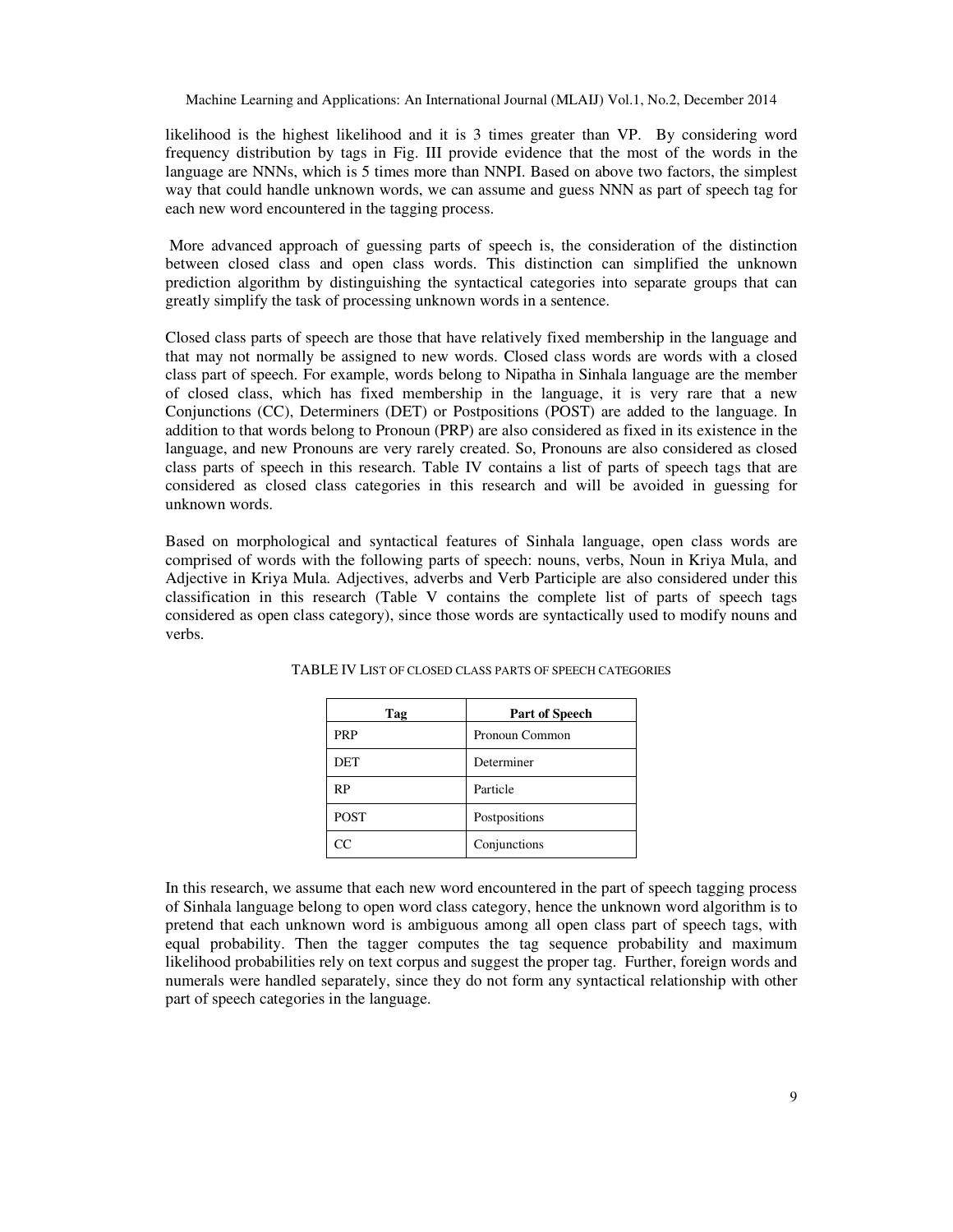likelihood is the highest likelihood and it is 3 times greater than VP. By considering word frequency distribution by tags in Fig. III provide evidence that the most of the words in the language are NNNs, which is 5 times more than NNPI. Based on above two factors, the simplest way that could handle unknown words, we can assume and guess NNN as part of speech tag for each new word encountered in the tagging process.

More advanced approach of guessing parts of speech is, the consideration of the distinction between closed class and open class words. This distinction can simplified the unknown prediction algorithm by distinguishing the syntactical categories into separate groups that can greatly simplify the task of processing unknown words in a sentence.

Closed class parts of speech are those that have relatively fixed membership in the language and that may not normally be assigned to new words. Closed class words are words with a closed class part of speech. For example, words belong to Nipatha in Sinhala language are the member of closed class, which has fixed membership in the language, it is very rare that a new Conjunctions (CC), Determiners (DET) or Postpositions (POST) are added to the language. In addition to that words belong to Pronoun (PRP) are also considered as fixed in its existence in the language, and new Pronouns are very rarely created. So, Pronouns are also considered as closed class parts of speech in this research. Table IV contains a list of parts of speech tags that are considered as closed class categories in this research and will be avoided in guessing for unknown words.

Based on morphological and syntactical features of Sinhala language, open class words are comprised of words with the following parts of speech: nouns, verbs, Noun in Kriya Mula, and Adjective in Kriya Mula. Adjectives, adverbs and Verb Participle are also considered under this classification in this research (Table V contains the complete list of parts of speech tags considered as open class category), since those words are syntactically used to modify nouns and verbs.

TABLE IV LIST OF CLOSED CLASS PARTS OF SPEECH CATEGORIES

| Tag | Part of Speech |
|---|---|
| PRP | Pronoun Common |
| DET | Determiner |
| RP | Particle |
| POST | Postpositions |
| CC | Conjunctions |

In this research, we assume that each new word encountered in the part of speech tagging process of Sinhala language belong to open word class category, hence the unknown word algorithm is to pretend that each unknown word is ambiguous among all open class part of speech tags, with equal probability. Then the tagger computes the tag sequence probability and maximum likelihood probabilities rely on text corpus and suggest the proper tag. Further, foreign words and numerals were handled separately, since they do not form any syntactical relationship with other part of speech categories in the language.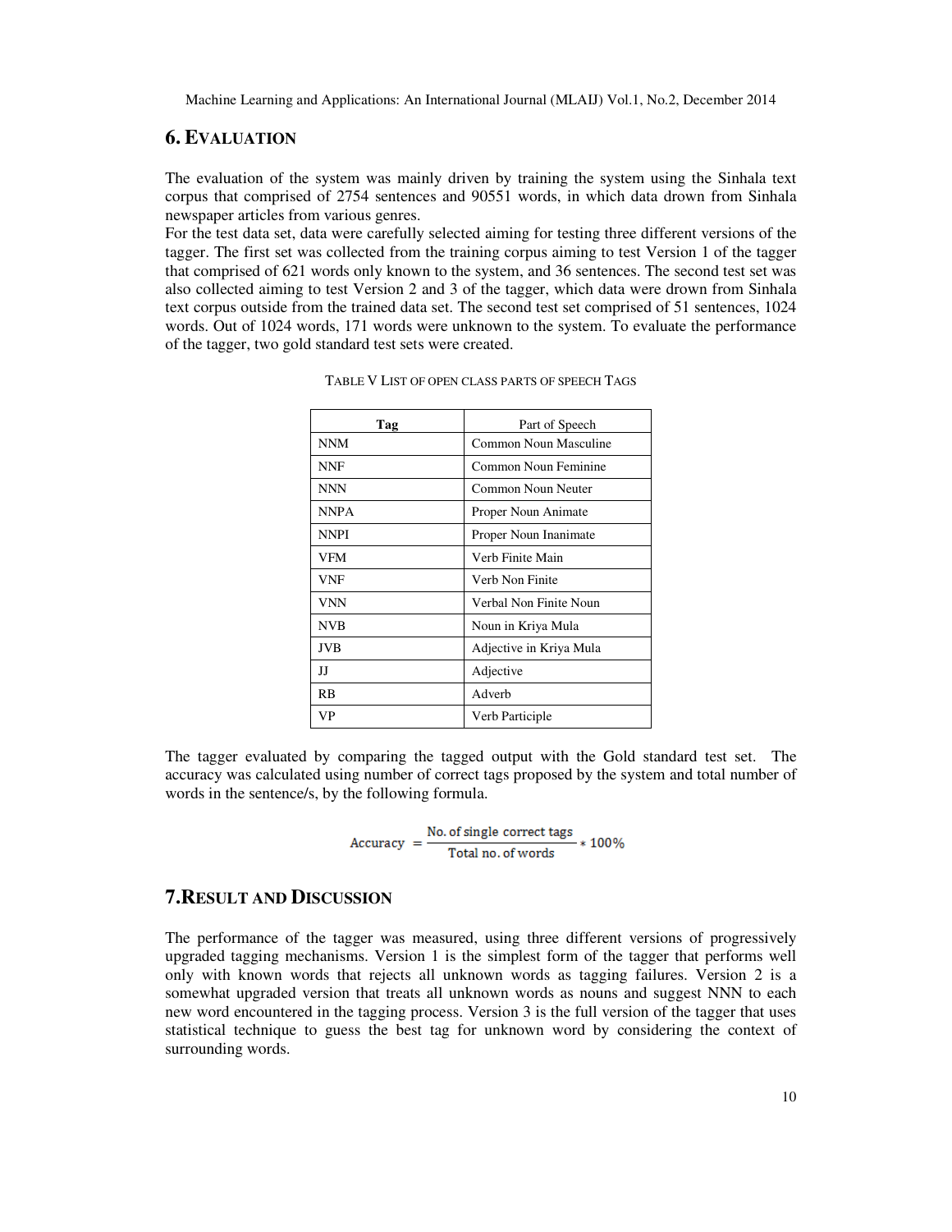## 6. EVALUATION

The evaluation of the system was mainly driven by training the system using the Sinhala text corpus that comprised of 2754 sentences and 90551 words, in which data drown from Sinhala newspaper articles from various genres.

For the test data set, data were carefully selected aiming for testing three different versions of the tagger. The first set was collected from the training corpus aiming to test Version 1 of the tagger that comprised of 621 words only known to the system, and 36 sentences. The second test set was also collected aiming to test Version 2 and 3 of the tagger, which data were drawn from Sinhala text corpus outside from the trained data set. The second test set comprised of 51 sentences, 1024 words. Out of 1024 words, 171 words were unknown to the system. To evaluate the performance of the tagger, two gold standard test sets were created.

TABLE V LIST OF OPEN CLASS PARTS OF SPEECH TAGS

| Tag | Part of Speech |
| --- | --- |
| NNM | Common Noun Masculine |
| NNF | Common Noun Feminine |
| NNN | Common Noun Neuter |
| NNPA | Proper Noun Animate |
| NNPI | Proper Noun Inanimate |
| VFM | Verb Finite Main |
| VNF | Verb Non Finite |
| VNN | Verbal Non Finite Noun |
| NVB | Noun in Kriya Mula |
| JVB | Adjective in Kriya Mula |
| JJ | Adjective |
| RB | Adverb |
| VP | Verb Participle |

The tagger evaluated by comparing the tagged output with the Gold standard test set. The accuracy was calculated using number of correct tags proposed by the system and total number of words in the sentence/s, by the following formula.

$$\text{Accuracy} = \frac{\text{No. of single correct tags}}{\text{Total no. of words}} * 100\%$$

## 7. RESULT AND DISCUSSION

The performance of the tagger was measured, using three different versions of progressively upgraded tagging mechanisms. Version 1 is the simplest form of the tagger that performs well only with known words that rejects all unknown words as tagging failures. Version 2 is a somewhat upgraded version that treats all unknown words as nouns and suggest NNN to each new word encountered in the tagging process. Version 3 is the full version of the tagger that uses statistical technique to guess the best tag for unknown word by considering the context of surrounding words.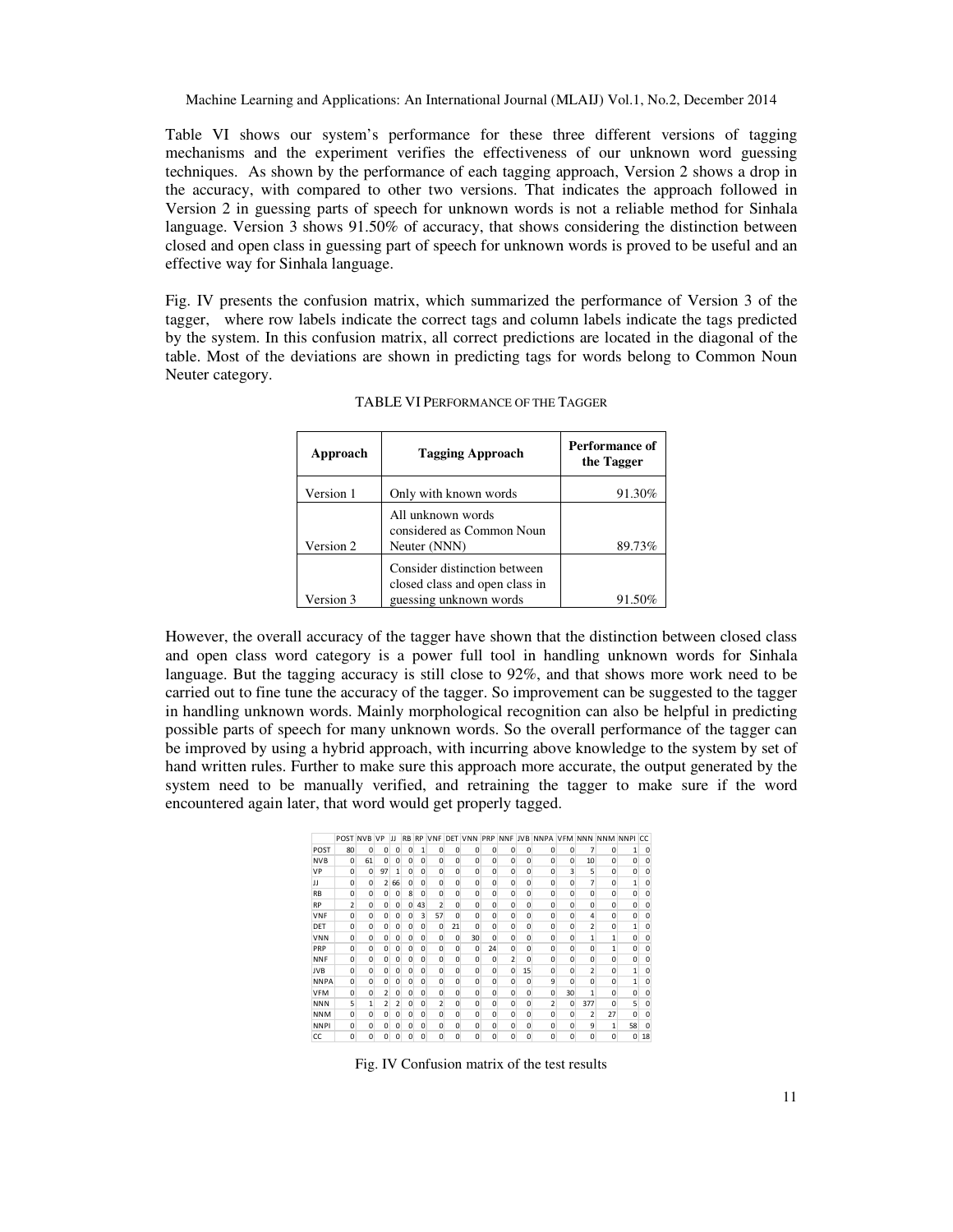Table VI shows our system's performance for these three different versions of tagging mechanisms and the experiment verifies the effectiveness of our unknown word guessing techniques. As shown by the performance of each tagging approach, Version 2 shows a drop in the accuracy, with compared to other two versions. That indicates the approach followed in Version 2 in guessing parts of speech for unknown words is not a reliable method for Sinhala language. Version 3 shows 91.50% of accuracy, that shows considering the distinction between closed and open class in guessing part of speech for unknown words is proved to be useful and an effective way for Sinhala language.

Fig. IV presents the confusion matrix, which summarized the performance of Version 3 of the tagger, where row labels indicate the correct tags and column labels indicate the tags predicted by the system. In this confusion matrix, all correct predictions are located in the diagonal of the table. Most of the deviations are shown in predicting tags for words belong to Common Noun Neuter category.

TABLE VI PERFORMANCE OF THE TAGGER

| Approach | Tagging Approach | Performance of the Tagger |
|---|---|---|
| Version 1 | Only with known words | 91.30% |
| Version 2 | All unknown words considered as Common Noun Neuter (NNN) | 89.73% |
| Version 3 | Consider distinction between closed class and open class in guessing unknown words | 91.50% |

However, the overall accuracy of the tagger have shown that the distinction between closed class and open class word category is a power full tool in handling unknown words for Sinhala language. But the tagging accuracy is still close to 92%, and that shows more work need to be carried out to fine tune the accuracy of the tagger. So improvement can be suggested to the tagger in handling unknown words. Mainly morphological recognition can also be helpful in predicting possible parts of speech for many unknown words. So the overall performance of the tagger can be improved by using a hybrid approach, with incurring above knowledge to the system by set of hand written rules. Further to make sure this approach more accurate, the output generated by the system need to be manually verified, and retraining the tagger to make sure if the word encountered again later, that word would get properly tagged.

| | POST | NVB | VP | JJ | RB | RP | VNF | DET | VNN | PRP | NNF | JVB | NNPA | VFM | NNN | NNM | NNPI | CC |
|---|---|---|---|---|---|---|---|---|---|---|---|---|---|---|---|---|---|---|
| POST | 80 | 0 | 0 | 0 | 0 | 1 | 0 | 0 | 0 | 0 | 0 | 0 | 0 | 0 | 7 | 0 | 1 | 0 |
| NVB | 0 | 61 | 0 | 0 | 0 | 0 | 0 | 0 | 0 | 0 | 0 | 0 | 0 | 0 | 10 | 0 | 0 | 0 |
| VP | 0 | 0 | 97 | 1 | 0 | 0 | 0 | 0 | 0 | 0 | 0 | 0 | 0 | 3 | 5 | 0 | 0 | 0 |
| JJ | 0 | 0 | 2 | 66 | 0 | 0 | 0 | 0 | 0 | 0 | 0 | 0 | 0 | 0 | 7 | 0 | 1 | 0 |
| RB | 0 | 0 | 0 | 0 | 8 | 0 | 0 | 0 | 0 | 0 | 0 | 0 | 0 | 0 | 0 | 0 | 0 | 0 |
| RP | 2 | 0 | 0 | 0 | 0 | 43 | 2 | 0 | 0 | 0 | 0 | 0 | 0 | 0 | 0 | 0 | 0 | 0 |
| VNF | 0 | 0 | 0 | 0 | 0 | 3 | 57 | 0 | 0 | 0 | 0 | 0 | 0 | 0 | 4 | 0 | 0 | 0 |
| DET | 0 | 0 | 0 | 0 | 0 | 0 | 0 | 21 | 0 | 0 | 0 | 0 | 0 | 0 | 2 | 0 | 1 | 0 |
| VNN | 0 | 0 | 0 | 0 | 0 | 0 | 0 | 0 | 30 | 0 | 0 | 0 | 0 | 0 | 1 | 1 | 0 | 0 |
| PRP | 0 | 0 | 0 | 0 | 0 | 0 | 0 | 0 | 0 | 24 | 0 | 0 | 0 | 0 | 0 | 1 | 0 | 0 |
| NNF | 0 | 0 | 0 | 0 | 0 | 0 | 0 | 0 | 0 | 0 | 2 | 0 | 0 | 0 | 0 | 0 | 0 | 0 |
| JVB | 0 | 0 | 0 | 0 | 0 | 0 | 0 | 0 | 0 | 0 | 0 | 15 | 0 | 0 | 2 | 0 | 1 | 0 |
| NNPA | 0 | 0 | 0 | 0 | 0 | 0 | 0 | 0 | 0 | 0 | 0 | 0 | 9 | 0 | 0 | 0 | 1 | 0 |
| VFM | 0 | 0 | 2 | 0 | 0 | 0 | 0 | 0 | 0 | 0 | 0 | 0 | 0 | 30 | 1 | 0 | 0 | 0 |
| NNN | 5 | 1 | 2 | 2 | 0 | 0 | 2 | 0 | 0 | 0 | 0 | 0 | 2 | 0 | 377 | 0 | 5 | 0 |
| NNM | 0 | 0 | 0 | 0 | 0 | 0 | 0 | 0 | 0 | 0 | 0 | 0 | 0 | 0 | 2 | 27 | 0 | 0 |
| NNPI | 0 | 0 | 0 | 0 | 0 | 0 | 0 | 0 | 0 | 0 | 0 | 0 | 0 | 0 | 9 | 1 | 58 | 0 |
| CC | 0 | 0 | 0 | 0 | 0 | 0 | 0 | 0 | 0 | 0 | 0 | 0 | 0 | 0 | 0 | 0 | 0 | 18 |

Fig. IV Confusion matrix of the test results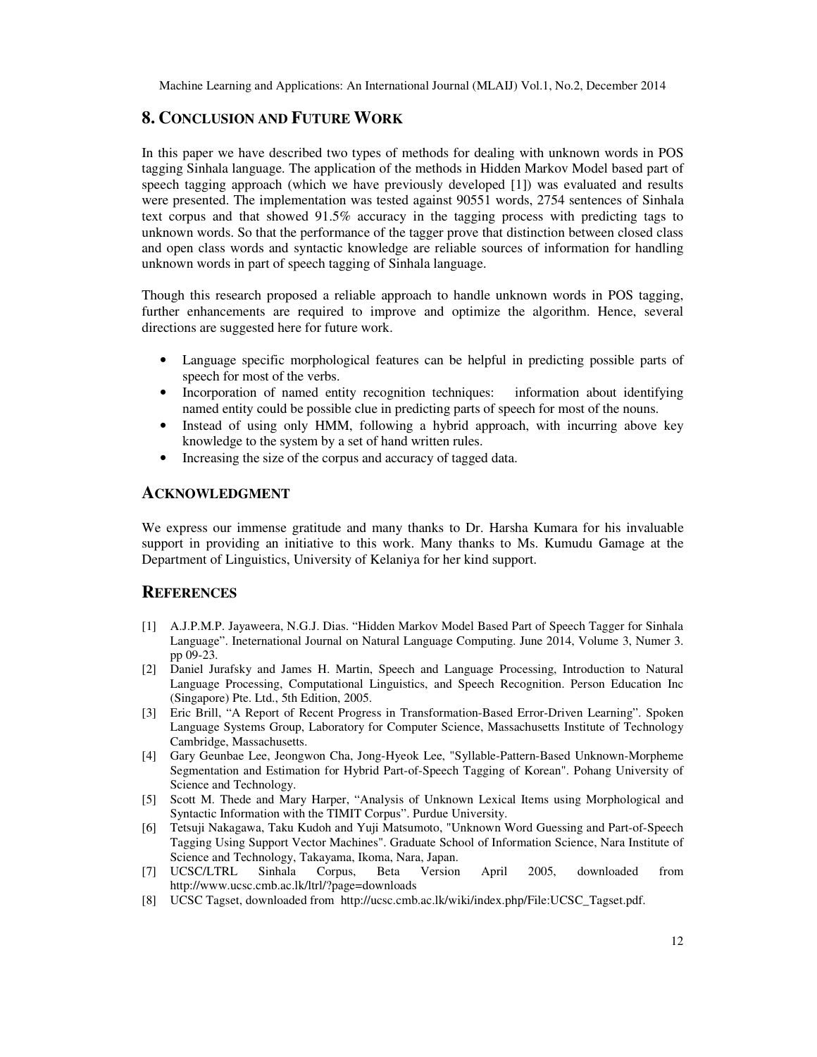## 8. Conclusion and Future Work

In this paper we have described two types of methods for dealing with unknown words in POS tagging Sinhala language. The application of the methods in Hidden Markov Model based part of speech tagging approach (which we have previously developed [1]) was evaluated and results were presented. The implementation was tested against 90551 words, 2754 sentences of Sinhala text corpus and that showed 91.5% accuracy in the tagging process with predicting tags to unknown words. So that the performance of the tagger prove that distinction between closed class and open class words and syntactic knowledge are reliable sources of information for handling unknown words in part of speech tagging of Sinhala language.

Though this research proposed a reliable approach to handle unknown words in POS tagging, further enhancements are required to improve and optimize the algorithm. Hence, several directions are suggested here for future work.

- Language specific morphological features can be helpful in predicting possible parts of speech for most of the verbs.
- Incorporation of named entity recognition techniques: information about identifying named entity could be possible clue in predicting parts of speech for most of the nouns.
- Instead of using only HMM, following a hybrid approach, with incurring above key knowledge to the system by a set of hand written rules.
- Increasing the size of the corpus and accuracy of tagged data.

## Acknowledgment

We express our immense gratitude and many thanks to Dr. Harsha Kumara for his invaluable support in providing an initiative to this work. Many thanks to Ms. Kumudu Gamage at the Department of Linguistics, University of Kelaniya for her kind support.

## References

[1] A.J.P.M.P. Jayaweera, N.G.J. Dias. "Hidden Markov Model Based Part of Speech Tagger for Sinhala Language". Ineternational Journal on Natural Language Computing. June 2014, Volume 3, Numer 3. pp 09-23.

[2] Daniel Jurafsky and James H. Martin, Speech and Language Processing, Introduction to Natural Language Processing, Computational Linguistics, and Speech Recognition. Person Education Inc (Singapore) Pte. Ltd., 5th Edition, 2005.

[3] Eric Brill, "A Report of Recent Progress in Transformation-Based Error-Driven Learning". Spoken Language Systems Group, Laboratory for Computer Science, Massachusetts Institute of Technology Cambridge, Massachusetts.

[4] Gary Geunbae Lee, Jeongwon Cha, Jong-Hyeok Lee, "Syllable-Pattern-Based Unknown-Morpheme Segmentation and Estimation for Hybrid Part-of-Speech Tagging of Korean". Pohang University of Science and Technology.

[5] Scott M. Thede and Mary Harper, "Analysis of Unknown Lexical Items using Morphological and Syntactic Information with the TIMIT Corpus". Purdue University.

[6] Tetsuji Nakagawa, Taku Kudoh and Yuji Matsumoto, "Unknown Word Guessing and Part-of-Speech Tagging Using Support Vector Machines". Graduate School of Information Science, Nara Institute of Science and Technology, Takayama, Ikoma, Nara, Japan.

[7] UCSC/LTRL Sinhala Corpus, Beta Version April 2005, downloaded from http://www.ucsc.cmb.ac.lk/ltrl/?page=downloads

[8] UCSC Tagset, downloaded from http://ucsc.cmb.ac.lk/wiki/index.php/File:UCSC_Tagset.pdf.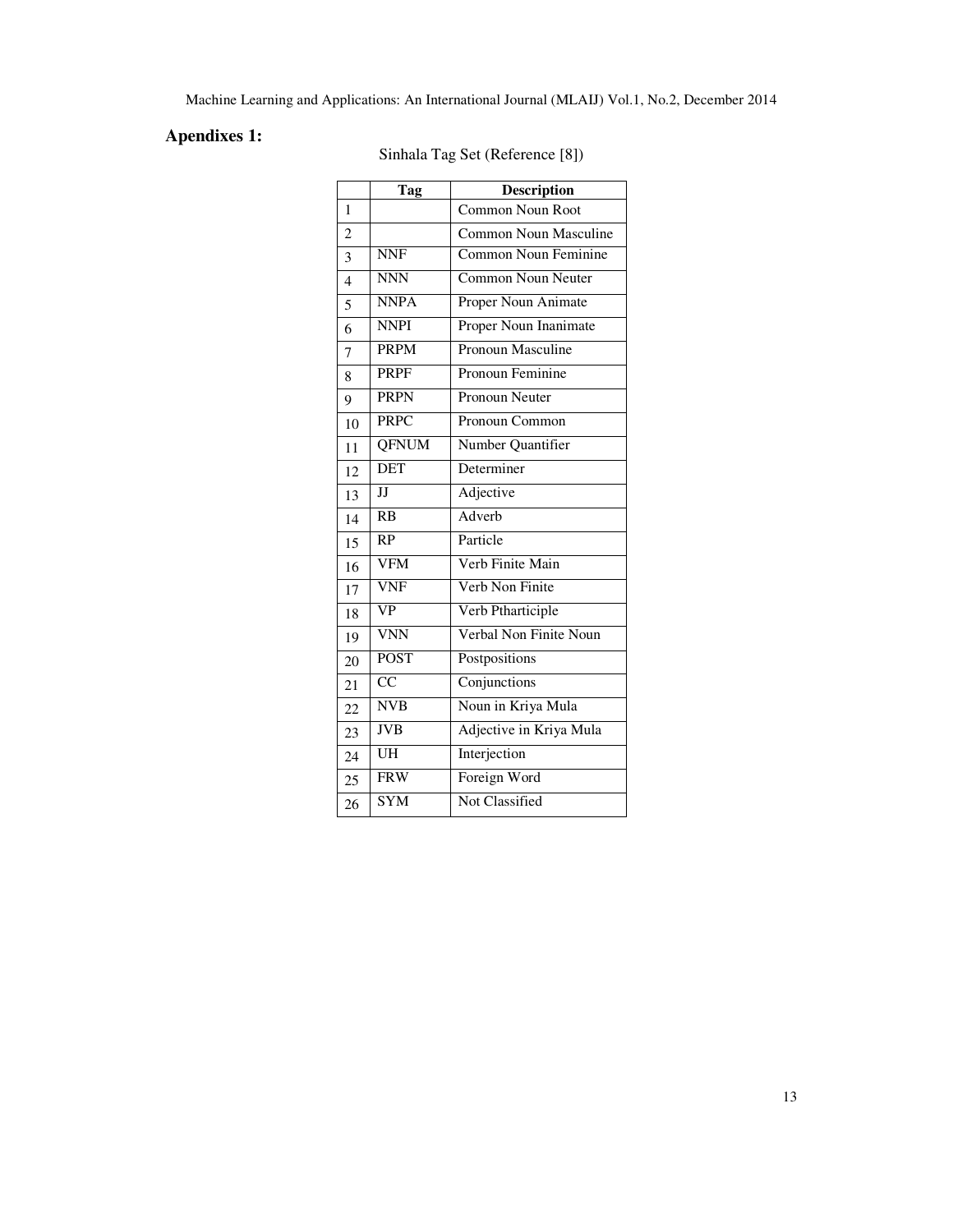## Apendixes 1:

Sinhala Tag Set (Reference [8])

| | Tag | Description |
|---|---|---|
| 1 | | Common Noun Root |
| 2 | | Common Noun Masculine |
| 3 | NNF | Common Noun Feminine |
| 4 | NNN | Common Noun Neuter |
| 5 | NNPA | Proper Noun Animate |
| 6 | NNPI | Proper Noun Inanimate |
| 7 | PRPM | Pronoun Masculine |
| 8 | PRPF | Pronoun Feminine |
| 9 | PRPN | Pronoun Neuter |
| 10 | PRPC | Pronoun Common |
| 11 | QFNUM | Number Quantifier |
| 12 | DET | Determiner |
| 13 | JJ | Adjective |
| 14 | RB | Adverb |
| 15 | RP | Particle |
| 16 | VFM | Verb Finite Main |
| 17 | VNF | Verb Non Finite |
| 18 | VP | Verb Ptharticiple |
| 19 | VNN | Verbal Non Finite Noun |
| 20 | POST | Postpositions |
| 21 | CC | Conjunctions |
| 22 | NVB | Noun in Kriya Mula |
| 23 | JVB | Adjective in Kriya Mula |
| 24 | UH | Interjection |
| 25 | FRW | Foreign Word |
| 26 | SYM | Not Classified |